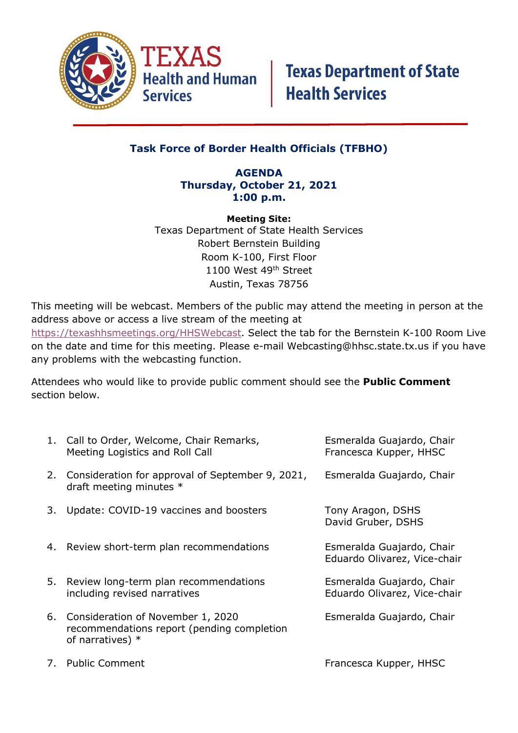TEXAS Health and Human Services | Texas Department of State Health Services

## Task Force of Border Health Officials (TFBHO)

**AGENDA**
**Thursday, October 21, 2021**
**1:00 p.m.**

**Meeting Site:**
Texas Department of State Health Services
Robert Bernstein Building
Room K-100, First Floor
1100 West 49th Street
Austin, Texas 78756

This meeting will be webcast. Members of the public may attend the meeting in person at the address above or access a live stream of the meeting at https://texashhsmeetings.org/HHSWebcast. Select the tab for the Bernstein K-100 Room Live on the date and time for this meeting. Please e-mail Webcasting@hhsc.state.tx.us if you have any problems with the webcasting function.

Attendees who would like to provide public comment should see the **Public Comment** section below.

| | Item | Presenter |
|---|---|---|
| 1. | Call to Order, Welcome, Chair Remarks, Meeting Logistics and Roll Call | Esmeralda Guajardo, Chair<br>Francesca Kupper, HHSC |
| 2. | Consideration for approval of September 9, 2021, draft meeting minutes * | Esmeralda Guajardo, Chair |
| 3. | Update: COVID-19 vaccines and boosters | Tony Aragon, DSHS<br>David Gruber, DSHS |
| 4. | Review short-term plan recommendations | Esmeralda Guajardo, Chair<br>Eduardo Olivarez, Vice-chair |
| 5. | Review long-term plan recommendations including revised narratives | Esmeralda Guajardo, Chair<br>Eduardo Olivarez, Vice-chair |
| 6. | Consideration of November 1, 2020 recommendations report (pending completion of narratives) * | Esmeralda Guajardo, Chair |
| 7. | Public Comment | Francesca Kupper, HHSC |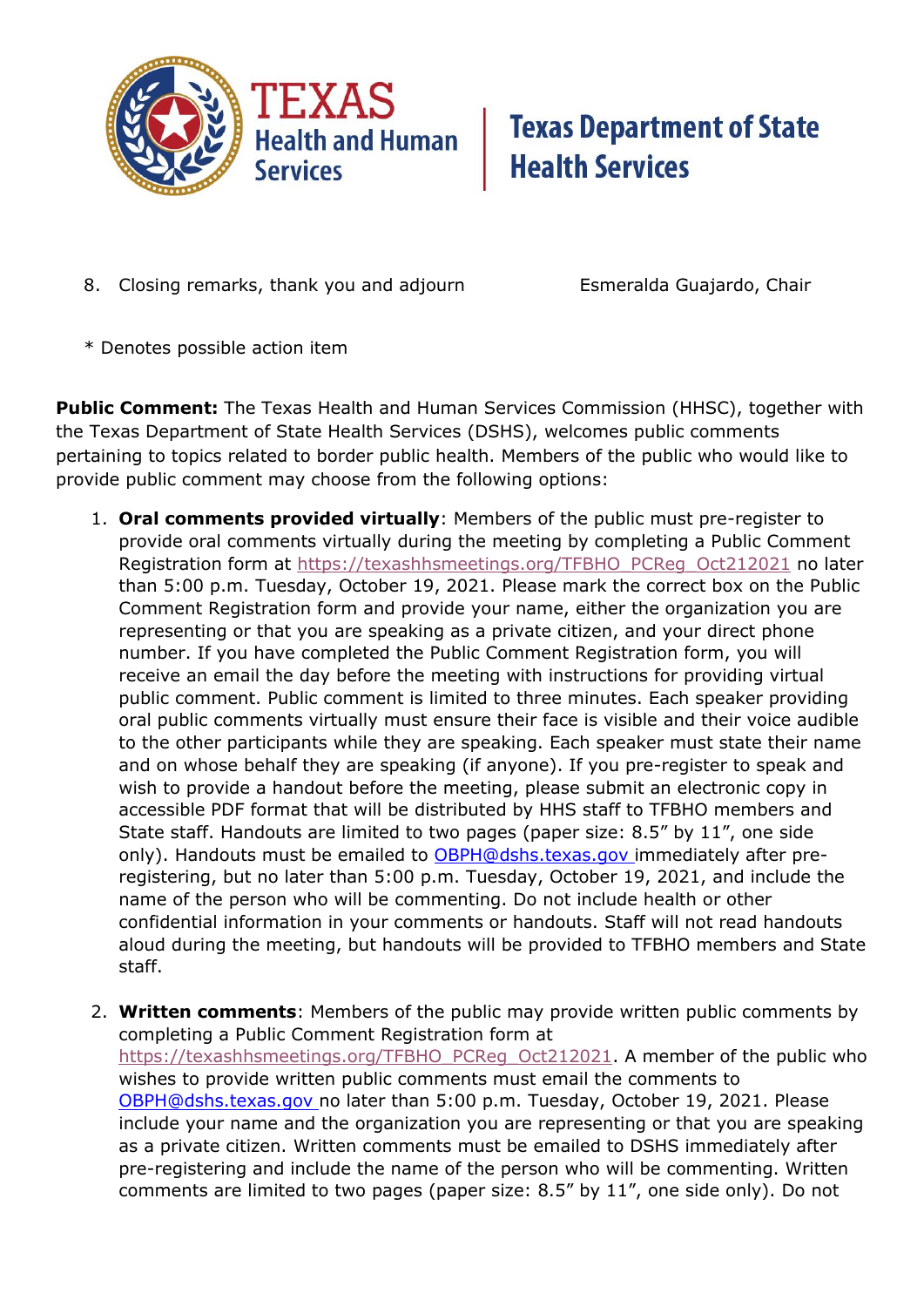8. Closing remarks, thank you and adjourn Esmeralda Guajardo, Chair

* Denotes possible action item

**Public Comment:** The Texas Health and Human Services Commission (HHSC), together with the Texas Department of State Health Services (DSHS), welcomes public comments pertaining to topics related to border public health. Members of the public who would like to provide public comment may choose from the following options:

1. **Oral comments provided virtually**: Members of the public must pre-register to provide oral comments virtually during the meeting by completing a Public Comment Registration form at https://texashhsmeetings.org/TFBHO_PCReg_Oct212021 no later than 5:00 p.m. Tuesday, October 19, 2021. Please mark the correct box on the Public Comment Registration form and provide your name, either the organization you are representing or that you are speaking as a private citizen, and your direct phone number. If you have completed the Public Comment Registration form, you will receive an email the day before the meeting with instructions for providing virtual public comment. Public comment is limited to three minutes. Each speaker providing oral public comments virtually must ensure their face is visible and their voice audible to the other participants while they are speaking. Each speaker must state their name and on whose behalf they are speaking (if anyone). If you pre-register to speak and wish to provide a handout before the meeting, please submit an electronic copy in accessible PDF format that will be distributed by HHS staff to TFBHO members and State staff. Handouts are limited to two pages (paper size: 8.5" by 11", one side only). Handouts must be emailed to OBPH@dshs.texas.gov immediately after pre-registering, but no later than 5:00 p.m. Tuesday, October 19, 2021, and include the name of the person who will be commenting. Do not include health or other confidential information in your comments or handouts. Staff will not read handouts aloud during the meeting, but handouts will be provided to TFBHO members and State staff.

2. **Written comments**: Members of the public may provide written public comments by completing a Public Comment Registration form at https://texashhsmeetings.org/TFBHO_PCReg_Oct212021. A member of the public who wishes to provide written public comments must email the comments to OBPH@dshs.texas.gov no later than 5:00 p.m. Tuesday, October 19, 2021. Please include your name and the organization you are representing or that you are speaking as a private citizen. Written comments must be emailed to DSHS immediately after pre-registering and include the name of the person who will be commenting. Written comments are limited to two pages (paper size: 8.5" by 11", one side only). Do not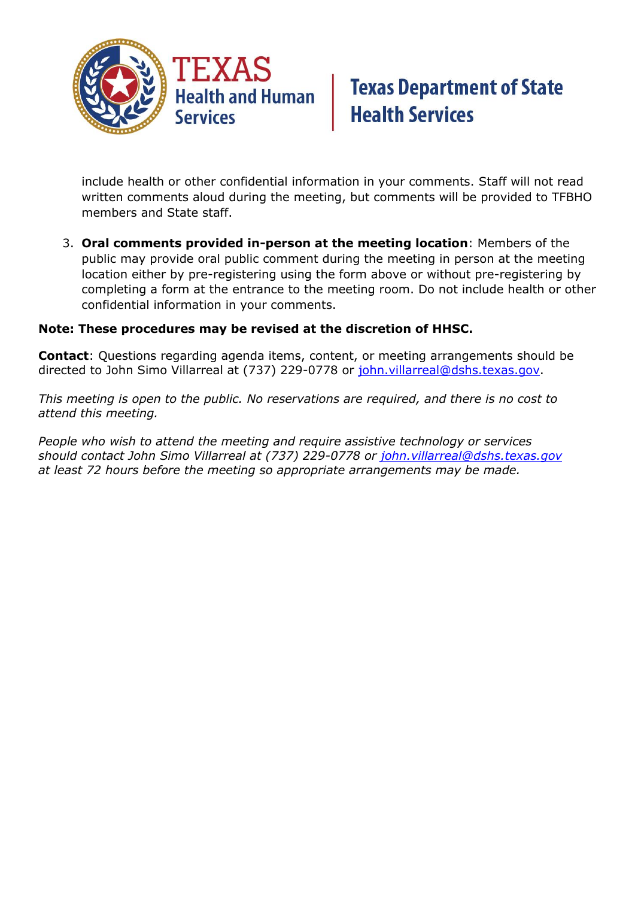include health or other confidential information in your comments. Staff will not read written comments aloud during the meeting, but comments will be provided to TFBHO members and State staff.

3. **Oral comments provided in-person at the meeting location**: Members of the public may provide oral public comment during the meeting in person at the meeting location either by pre-registering using the form above or without pre-registering by completing a form at the entrance to the meeting room. Do not include health or other confidential information in your comments.

**Note: These procedures may be revised at the discretion of HHSC.**

**Contact**: Questions regarding agenda items, content, or meeting arrangements should be directed to John Simo Villarreal at (737) 229-0778 or john.villarreal@dshs.texas.gov.

*This meeting is open to the public. No reservations are required, and there is no cost to attend this meeting.*

*People who wish to attend the meeting and require assistive technology or services should contact John Simo Villarreal at (737) 229-0778 or john.villarreal@dshs.texas.gov at least 72 hours before the meeting so appropriate arrangements may be made.*